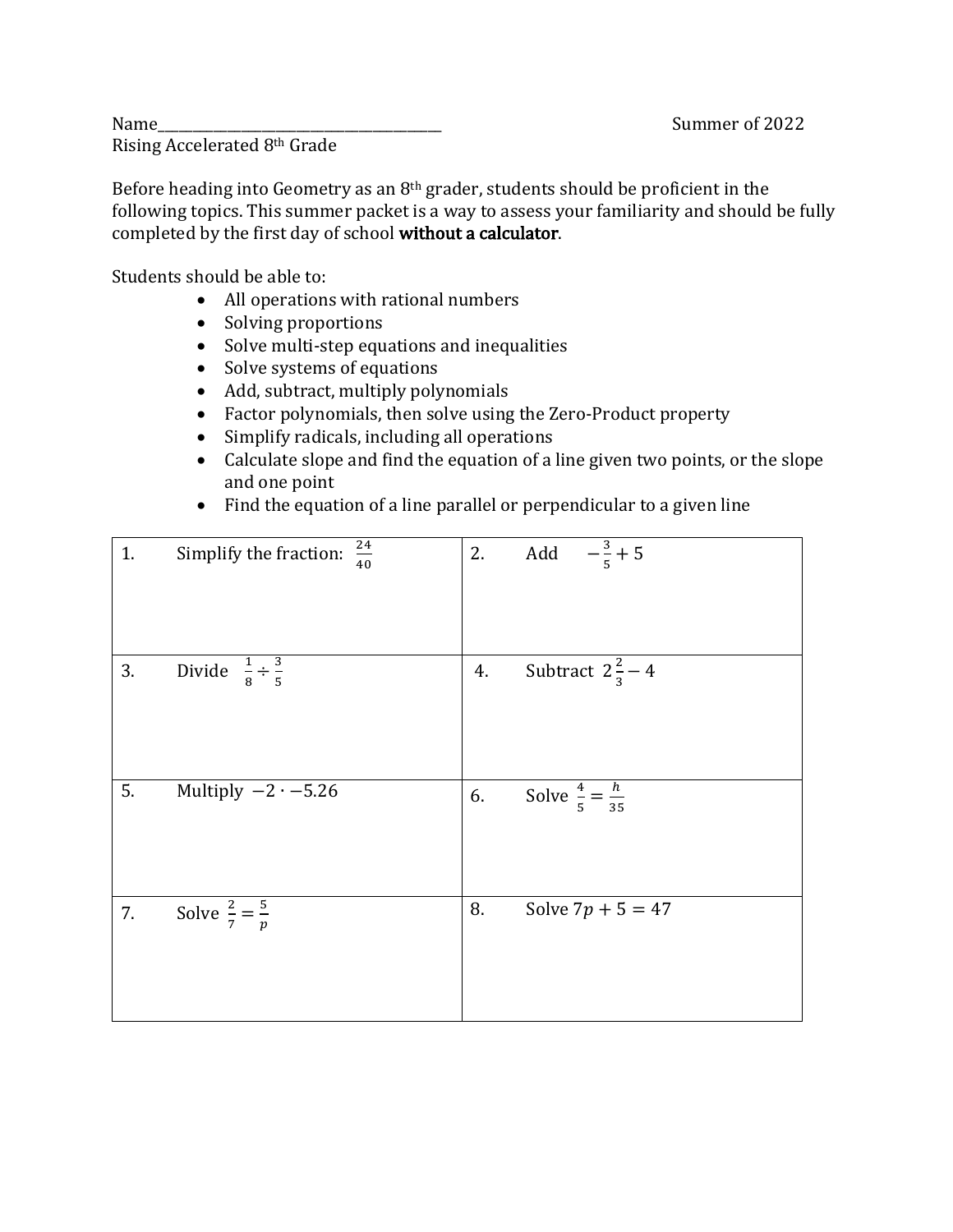Name\_\_\_\_\_\_\_\_\_\_\_\_\_\_\_\_\_\_\_\_\_\_\_\_\_\_\_\_\_\_\_\_\_\_\_\_\_\_\_\_ Summer of 2022

Rising Accelerated 8th Grade

Before heading into Geometry as an 8th grader, students should be proficient in the following topics. This summer packet is a way to assess your familiarity and should be fully completed by the first day of school **without a calculator**.

Students should be able to:

- All operations with rational numbers
- Solving proportions
- Solve multi-step equations and inequalities
- Solve systems of equations
- Add, subtract, multiply polynomials
- Factor polynomials, then solve using the Zero-Product property
- Simplify radicals, including all operations
- Calculate slope and find the equation of a line given two points, or the slope and one point
- Find the equation of a line parallel or perpendicular to a given line

| | |
|---|---|
| 1. Simplify the fraction: $\frac{24}{40}$ | 2. Add $-\frac{3}{5}+5$ |
| 3. Divide $\frac{1}{8} \div \frac{3}{5}$ | 4. Subtract $2\frac{2}{3}-4$ |
| 5. Multiply $-2 \cdot -5.26$ | 6. Solve $\frac{4}{5}=\frac{h}{35}$ |
| 7. Solve $\frac{2}{7}=\frac{5}{p}$ | 8. Solve $7p+5=47$ |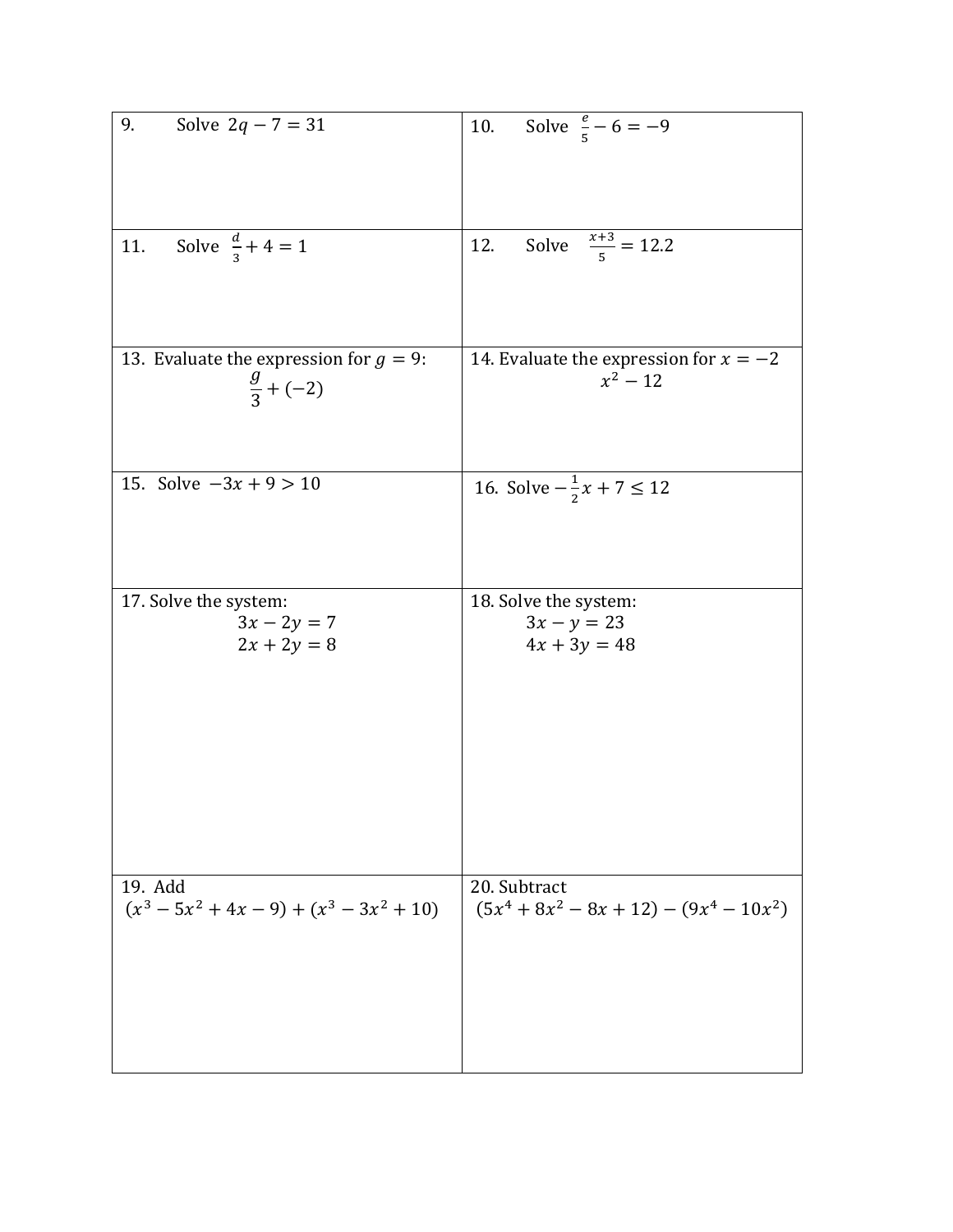| | |
|---|---|
| 9. Solve $2q - 7 = 31$ | 10. Solve $\frac{e}{5} - 6 = -9$ |
| 11. Solve $\frac{d}{3} + 4 = 1$ | 12. Solve $\frac{x+3}{5} = 12.2$ |
| 13. Evaluate the expression for $g = 9$: $\frac{g}{3} + (-2)$ | 14. Evaluate the expression for $x = -2$ $x^2 - 12$ |
| 15. Solve $-3x + 9 > 10$ | 16. Solve $-\frac{1}{2}x + 7 \leq 12$ |
| 17. Solve the system: $3x - 2y = 7$ $2x + 2y = 8$ | 18. Solve the system: $3x - y = 23$ $4x + 3y = 48$ |
| 19. Add $(x^3 - 5x^2 + 4x - 9) + (x^3 - 3x^2 + 10)$ | 20. Subtract $(5x^4 + 8x^2 - 8x + 12) - (9x^4 - 10x^2)$ |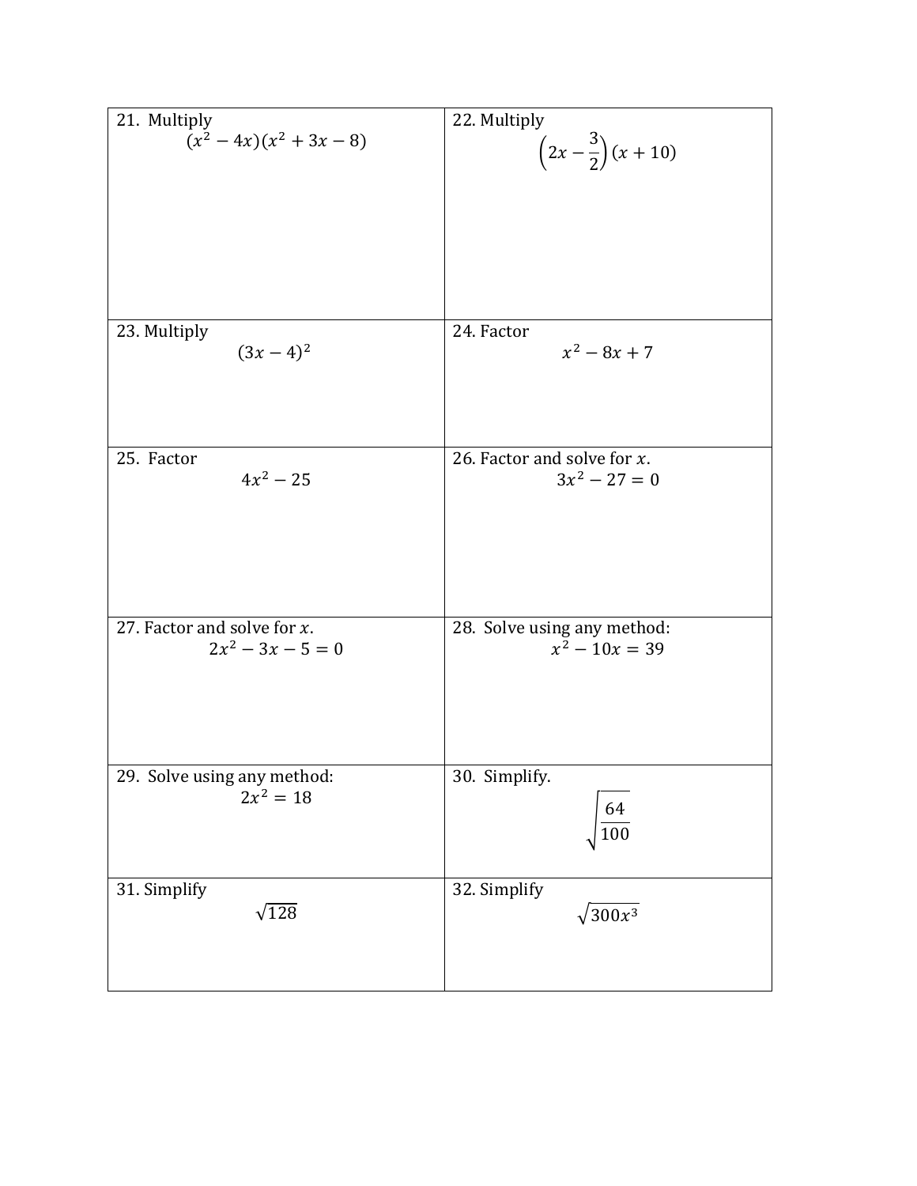| | |
|---|---|
| 21. Multiply $(x^2 - 4x)(x^2 + 3x - 8)$ | 22. Multiply $\left(2x - \frac{3}{2}\right)(x + 10)$ |
| 23. Multiply $(3x - 4)^2$ | 24. Factor $x^2 - 8x + 7$ |
| 25. Factor $4x^2 - 25$ | 26. Factor and solve for $x$. $3x^2 - 27 = 0$ |
| 27. Factor and solve for $x$. $2x^2 - 3x - 5 = 0$ | 28. Solve using any method: $x^2 - 10x = 39$ |
| 29. Solve using any method: $2x^2 = 18$ | 30. Simplify. $\sqrt{\frac{64}{100}}$ |
| 31. Simplify $\sqrt{128}$ | 32. Simplify $\sqrt{300x^3}$ |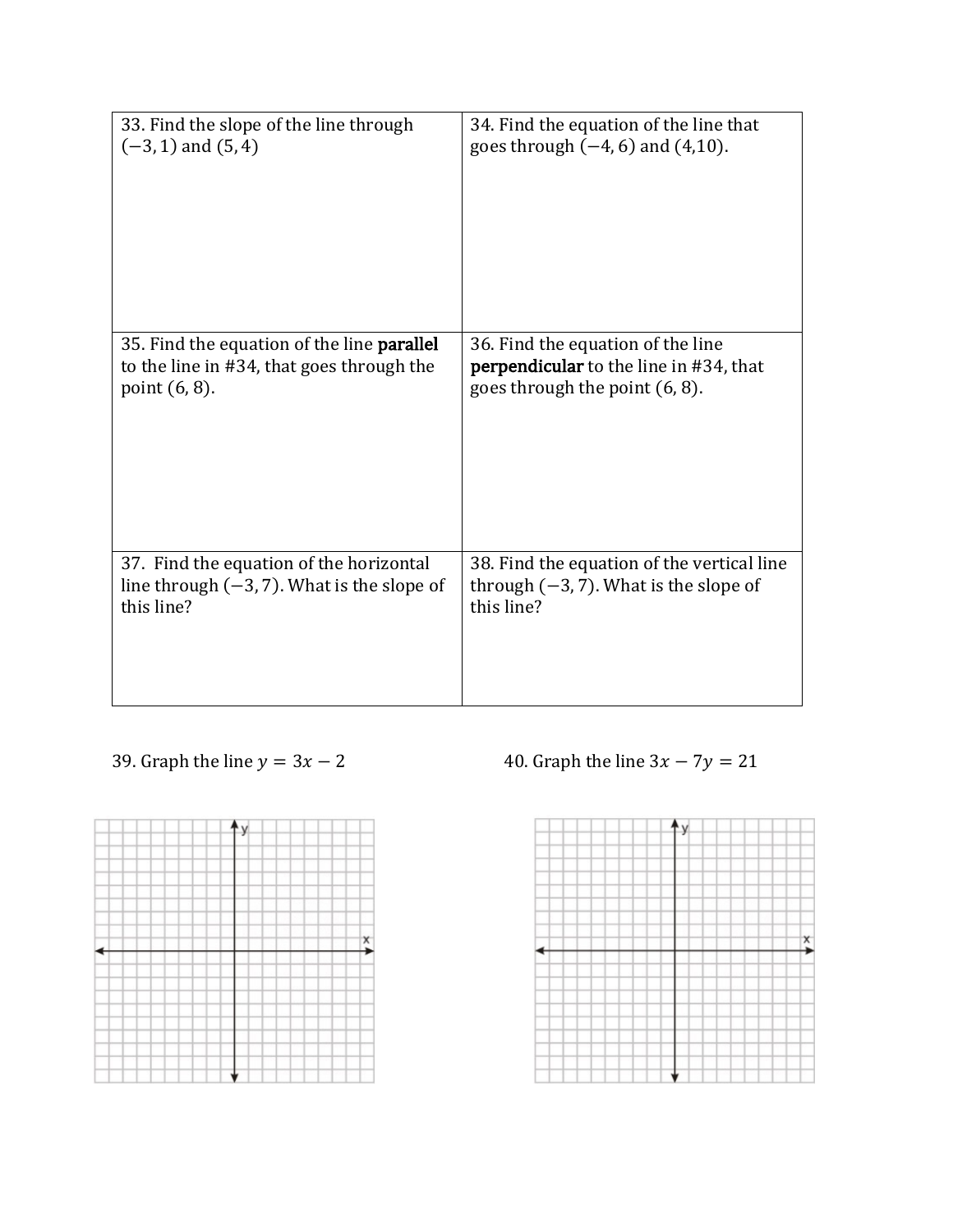| | |
|---|---|
| 33. Find the slope of the line through $(-3, 1)$ and $(5, 4)$ | 34. Find the equation of the line that goes through $(-4, 6)$ and $(4, 10)$. |
| 35. Find the equation of the line **parallel** to the line in #34, that goes through the point $(6, 8)$. | 36. Find the equation of the line **perpendicular** to the line in #34, that goes through the point $(6, 8)$. |
| 37. Find the equation of the horizontal line through $(-3, 7)$. What is the slope of this line? | 38. Find the equation of the vertical line through $(-3, 7)$. What is the slope of this line? |

39. Graph the line $y = 3x - 2$

y

x

40. Graph the line $3x - 7y = 21$

y

x